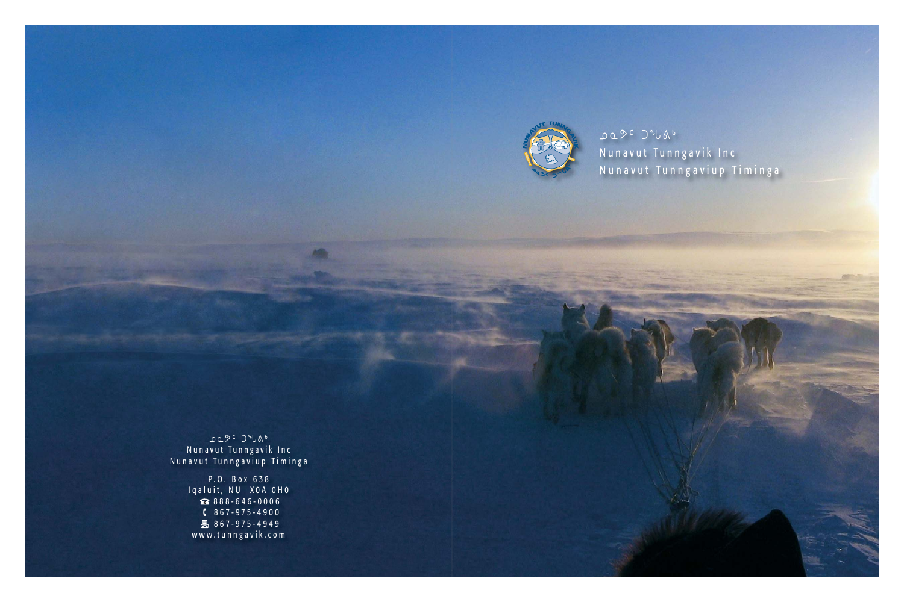ᓄᓇᕗᑦ ᑐᙵᕕᒃ
Nunavut Tunngavik Inc
Nunavut Tunngaviup Timinga

ᓄᓇᕗᑦ ᑐᙵᕕᒃ
Nunavut Tunngavik Inc
Nunavut Tunngaviup Timinga

P.O. Box 638
Iqaluit, NU X0A 0H0
☎ 888-646-0006
867-975-4900
867-975-4949
www.tunngavik.com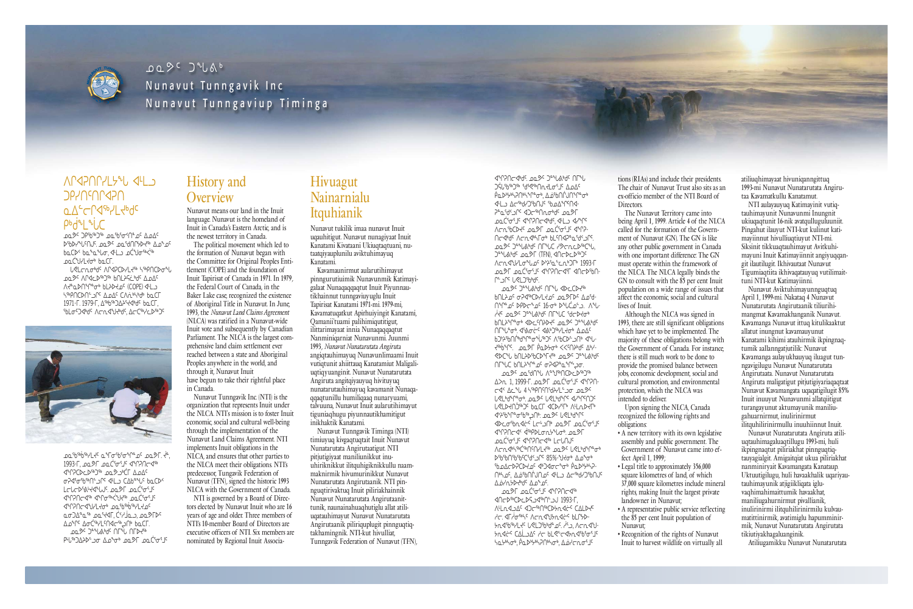# ᓄᓇᕗᑦ ᑐᓐᖓᕕᒃ

## Nunavut Tunngavik Inc

## Nunavut Tunngaviup Timinga

## History and Overview

Nunavut means our land in the Inuit language. Nunavut is the homeland of Inuit in Canada's Eastern Arctic, and is the newest territory in Canada.

The political movement which led to the formation of Nunavut began with the Committee for Original Peoples Entitlement (COPE) and the foundation of Inuit Tapirisat of Canada in 1971. In 1979, the Federal Court of Canada, in the Baker Lake case, recognized the existence of Aboriginal Title in Nunavut. In June, 1993, the *Nunavut Land Claims Agreement* (NLCA) was ratified in a Nunavut-wide Inuit vote and subsequently by Canadian Parliament. The NLCA is the largest comprehensive land claim settlement ever reached between a state and Aboriginal Peoples anywhere in the world, and through it, Nunavut Inuit have begun to take their rightful place in Canada.

Nunavut Tunngavik Inc. (NTI) is the organization that represents Inuit under the NLCA. NTI's mission is to foster Inuit economic, social and cultural well-being through the implementation of the Nunavut Land Claims Agreement. NTI implements Inuit obligations in the NLCA, and ensures that other parties to the NLCA meet their obligations. NTI's predecessor, Tungavik Federation of Nunavut (TFN), signed the historic 1993 NLCA with the Government of Canada.

NTI is governed by a Board of Directors elected by Nunavut Inuit who are 16 years of age and older. Three members of NTI's 10-member Board of Directors are executive officers of NTI. Six members are nominated by Regional Inuit Associations (RIAs) and include their presidents. The chair of Nunavut Trust also sits as an ex-officio member of the NTI Board of Directors.

The Nunavut Territory came into being April 1, 1999. Article 4 of the NLCA called for the formation of the Government of Nunavut (GN). The GN is like any other public government in Canada with one important difference: The GN must operate within the framework of the NLCA. The NLCA legally binds the GN to consult with the 85 per cent Inuit population on a wide range of issues that affect the economic, social and cultural lives of Inuit.

Although the NLCA was signed in 1993, there are still significant obligations which have yet to be implemented. The majority of these obligations belong with the Government of Canada. For instance, there is still much work to be done to provide the promised balance between jobs, economic development, social and cultural promotion, and environmental protection, which the NLCA was intended to deliver.

Upon signing the NLCA, Canada recognized the following rights and obligations:

- A new territory with its own legislative assembly and public government. The Government of Nunavut came into effect April 1, 1999;
- Legal title to approximately 356,000 square kilometres of land, of which 37,000 square kilometres include mineral rights, making Inuit the largest private landowner in Nunavut;
- A representative public service reflecting the 85 per cent Inuit population of Nunavut;
- Recognition of the rights of Nunavut Inuit to harvest wildlife on virtually all

## Hivuagut Nainarnialu Itquhianik

Nunavut tukilik imaa nunavut Inuit uqauhiitigut. Nunavut nunagiyaat Inuit Kanatami Kivataani Ukiuqtaqtuani, nutaatqiyauplunilu aviktuhimayuq Kanatami.

Kavamaunirmut aulartuhimayut pinngurutiuimik Nunavunmik Katimayigalaat Nunaqaqqaqtut Inuit Piyunnautikhainnut tunngavikyuyuglu Inuit Tapirisat Kanatami 1971-mi. 1979-mi, Kavamatuqatkut Apirhuiyingit Kanatami, Qamaniit'uami palihimiqutitigut, ilitarimayaat innia Nunaqaqqaqtut Nanminiqarniat Nunavunmi. Juunmi 1993, *Nunavut Nunatarutata Angiruta* angiqtauhimayuq Nunavunlimaami Inuit vutiqtunit ahiittauq Kanatamiut Maligaliuqtiqiyuanginit. Nunavut Nunatarutata Angiruta angitqiyauyuq hivituyuq nunatarutauhimayuq kavamanit Nunaqaqqaqtunillu humiliqaaq nunaryuami, talvuuna, Nunavut Inuit aularutihimayut tiguniaqhugu piyunnautikhamitigut inikhaktik Kanatami.

Nunavut Tunngavik Timinga (NTI) timiuyuq kivgaqtuqtait Inuit Nunavut Nunatarutata Angirutaatigut. NTI pitjutigiyaat maniliunikkut inuuhiriknikkut ilitquhiginikkullu naammaknirmik hivumurinikkut Nunavut Nunatarutata Angirutaanik. NTI pinnguqtirivaktuq Inuit piliriakhainnik Nunavut Nunatarutata Angirutaanittunik, naunainahuaqhutiglu allat atiliuqatauhimayut Nunavut Nunatarutata Angirutaanik piliriqupliugit pinnguqtiqtakhamingnik. NTI-kut hivulliat, Tunngavik Federation of Nunavut (TFN), atiliuqhimayaat hivuniqanngittuq 1993-mi Nunavut Nunatarutata Angirutaa Kavamatkullu Kanatamut.

NTI aulayauyuq Katimayinit vutiqtauhimayunit Nunavunmi Inungnit ukiuqaqtunit 16-nik avatqulluguluuniit. Pingahut iliuyut NTI-kut kulinut katimayiinnut hivulliuqtiuyut NTI-mi. Siksinit tikkuaqtauhimayut Avikuhimayuni Inuit Katimayiinnit angiyuqqangit ilautilugit. Ikhivautaat Nunavut Tiguniaqtiita ikhivaqatauyuq vutilimaittuni NTI-kut Katimayiinni.

Nunavut Aviktuhimayunnguqtuq April 1, 1999-mi. Nakataq 4 Nunavut Nunatarutata Angirutaanik tiliurihimangmat Kavamakhanganik Nunavut. Kavamanga Nunavut ittuq kitulikaaktut allatut inungnut kavamauyunut Kanatami kihimi atauhirmik ikpingnaqtumik aallanngatjutilik: Nunavut Kavamanga aulayukhauyuq iluagut tungavigilugu Nunavut Nunatarutata Angirutaata. Nunavut Nunatarutata Angiruta maligatigut pitjutigiyariaqaqtaat Nunavut Kavamangata uqaqatigilugit 85% Inuit inuuyut Nunavunmi allatqiitigut turangayunut aktumayunik maniliugahuarnirmut, inulirinirmut ilitquhilirinirmullu inuuhiinnut Inuit.

Nunavut Nunatarutata Angiruta atiliuqtauhimagaluaqtillugu 1993-mi, huli ikpingnaqtut piliriakhat pinnguqtiqtauyagialgit. Amigaitqiat ukua piliriakhat nanminiryait Kavamangata Kanataup. Uktuutigilugu, huli havaakhalik uqariyautauhimayunik atjigiikliqata iglu-vaqhimahimaittumik havaakhat, maniliugahurnirmut pivallianik, inulirinirmi ilitquhilirinirmilu kulvaumatittinirmik, avatimiglu hapumminirmik, Nunavut Nunatarutata Angirutata tikiutiyakhagaluanginik.

Atiliugamikku Nunavut Nunatarutata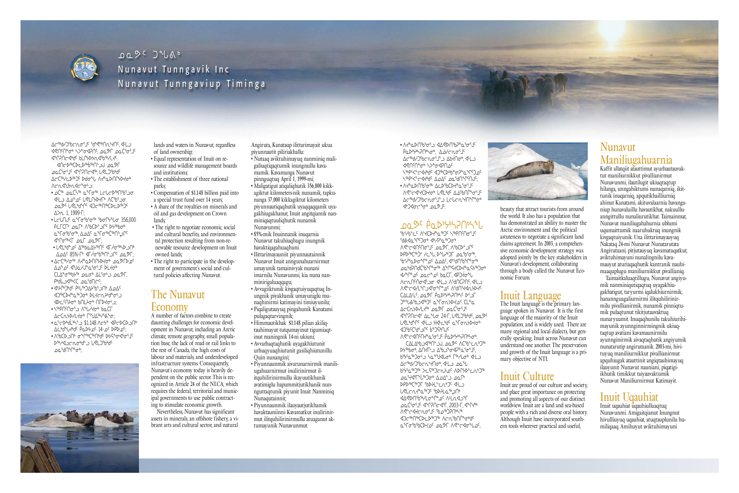ᓄᓇᕗᑦ ᑐᙵᕕᒃ

Nunavut Tunngavik Inc

Nunavut Tunngaviup Timinga

lands and waters in Nunavut, regardless of land ownership;

- Equal representation of Inuit on resource and wildlife management boards and institutions;
- The establishment of three national parks;
- Compensation of $1.148 billion paid into a special trust fund over 14 years;
- A share of the royalties on minerals and oil and gas development on Crown lands;
- The right to negotiate economic, social and cultural benefits, and environmental protection resulting from non-renewable resource development on Inuit owned lands;
- The right to participate in the development of government's social and cultural policies affecting Nunavut.

## The Nunavut Economy

A number of factors combine to create daunting challenges for economic development in Nunavut, including an Arctic climate, remote geography, small population base, the lack of road or rail links to the rest of Canada, the high costs of labour and materials, and underdeveloped infrastructure systems. Consequently, Nunavut's economy today is heavily dependent on the public sector. This is recognized in Article 24 of the NLCA, which requires the federal, territorial and municipal governments to use public contracting to stimulate economic growth.

Nevertheless, Nunavut has significant assets in minerals, an offshore fishery, a vibrant arts and cultural sector, and natural beauty that attract tourists from around the world. It also has a population that has demonstrated an ability to master the Arctic environment and the political astuteness to negotiate a significant land claims agreement. In 2003, a comprehensive economic development strategy was adopted jointly by the key stakeholders in Nunavut's development, collaborating through a body called the Nunavut Economic Forum.

## Inuit Language

The Inuit language is the primary language spoken in Nunavut. It is the first language of the majority of the Inuit population, and is widely used. There are many regional and local dialects, but generally speaking, Inuit across Nunavut can understand one another. The preservation and growth of the Inuit language is a primary objective of NTI.

## Inuit Culture

Inuit are proud of our culture and society, and place great importance on protecting and promoting all aspects of our distinct worldview. Inuit are a land and sea-based people with a rich and diverse oral history. Although Inuit have incorporated southern tools wherever practical and useful,

Angiruta, Kanataup ilittarimayait ukua piyunnautit piliriakhallu:

- Nutaaq aviktuhimayuq nanminiq maligaliuqtiqaqtumik inungnullu kavamamik. Kavamanga Nunavut pinnguqtuq April 1, 1999-mi;
- Maligatigut atiqaliqhutik 356,000 kikkagiktut kilometers nunamik, tapkunanga 37,000 kikkagiktut kilometers piyunnautiqaqhutik uyaqqaqqanik uyagakhiugakhanut, Inuit angitqiamik nanminiqaqtuuliqhutik nunamik Nunavunmi;
- 85%-mik Inuinnanik inuqarnia Nunavut takuhiuqhugu inungnik havaktiqaqahuaqhuni.
- Ilittarimayauniit piyunnautainnik Nunavut Inuit anngunahuarnirmut umayunik tamainiyyak nunani imarnilu Nunavunmi, kia nuna nanminirigaluaqqaqu;
- Avvagiiktunik kivgaqtuiyuqaqtuq Inungnik piyakhanik umayunilu munaqhinirmi katimayini timiuyunilu;
- Piqaliguatuyuq pingahunik Kanatami pulagaqtarvingnik;
- Himmautikhak $1.148 pilian akiliqtauhimayut tutqumayinut tigumiaqtinut maningnik 14-ni ukiuni;
- Avvarhaqtaqhutik uyagakhiutunit urhuqyuaqhiutunit gasiliqhiutunillu Quin nunangini;
- Piyunnaunmik aivarunarnirmik maniliugahuarnirmut inulirinirmut ilitqiuhilirinirmullu ikayuutikhanik avatimiglu hapummitjutikhanik nunnguttaqtunik piyunit Inuit Nanminiq Nunaqutainnit;
- Piyunnaunmik ilauyautjutikhamik havaktauniinni Kavamatkut inulirinirmut ilitquhilirinirmullu atuaganut aktumayunik Nunavunmut.

## Nunavut Maniliugahuarnia

Kaffit allatqiit atauttimut ayurhautauvaktut maniliurnikkut pivallianirmut Nunavunmi, ilautilugit ukiuqtaqtup hilanga, unngahiktumi nunaqarniq, ikittunik inuqarniq, apqutikhailliurniq ahinut Kanatami, akituvalaarnia havaganiup hunavaluillu havautikhat, nakuullunngittullu nunaliurutikhat. Taimainmat, Nunavut maniliugahuarnia ublumi uqumaittumik naaruhuktuq inungnik kivgaqtuiyunik. Una ilittarimayauyuq Nakataq 24-mi Nunavut Nunatarutata Angirutaani, pitjutauyuq kavamatuqatkut, aviktuhimayuni nunalingnilu kavamauyut aturiaqaqhutik kantranik nauhimaaquplugu maniliurnikkut pivallianiq.

Taimaitkaluaqtillugu, Nunavut angiyumik nanminiqutiqaqtuq uyagakhiugakhatigut, taryurmi iqalukhiurnirmik, hananngugaliurnirmi ilitquhilirinirmilu pivallianirmik, nunamik pinniqtumik pulaqtunut tikitjutauvaktuq nunaryuamit. Inuqaqhunilu takuhiurihimayunik ayunnginnirmingnik ukiuqtaqtup avatiani kavamaunirmik ayunnginirmik aivaqtaqhutik angiyumik nunatarutip angirutaanik. 2003-mi, hivituyuq maniliurnikkut pivallianirmut apquhiugak atauttinit angiqtauhimayuq ilauyunit Nunavut naunianí, piqatigiikhutik timikkut taiyauvaktumik Nunavut Maniliurnirmut Katimayit.

## Inuit Uqauhiat

Inuit uqauhiat uqauhiulluaqtuq Nunavunmi. Amigaitqianut Inungnut hivulliuyuq uqauhiat, atuqtauplunilu humiliqaaq. Amihuyut aviktuhimayuni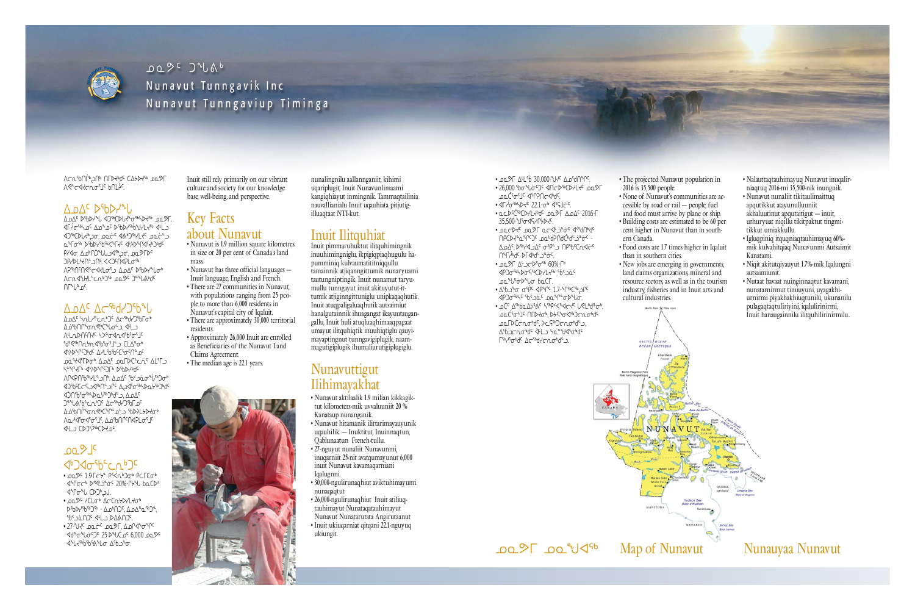ᓄᓇᕗᑦ ᑐᓐᖓᕕᒃ
Nunavut Tunngavik Inc
Nunavut Tunngaviup Timinga

ᐱᓕᕆᖃᑎᒌᓐᓂᒃ ᑎᒥᐅᔪᑦ ᑕᐃᑉᐳᖅᑐᑦ ᓄᓇᕗᒻᒥ ᐱᕙᓪᓕᐊᑎᑦᓯᓂᕐᒧᑦ ᑲᒪᔨᖏᑦ.

## ᐃᓄᐃᑦ ᐅᖃᐅᓯᖏᑦ

ᐃᓄᐃᑦ ᐅᖃᐅᓯᖏᑦ ᐊᑐᖅᑕᐅᓪᓚᕆᖕᒥᔪᑦ ᓄᓇᕗᒻᒥ. ᐊᒥᓲᓂᖅᓴᓄᑦ ᐃᓄᒃᑐᑦ ᐅᖃᐅᓯᖃᕈᑎᖃᖅᑐᑦ ᐊᒻᒪᓗ ᐊᖏᖅᑕᐅᓚᐅᖅᓯᓂᖅ. ᓄᓇᓖᑦ ᐊᐅᓚᑦᑎᔨᖏᑦ ᓄᓇᓕᓐᓄᑦ ᓇᒻᒥᓂᖅ ᐅᖃᐅᓯᖃᕐᓂᖅᓴᐅᔪᖅ ᐊᔾᔨᒋᙱᑦᑐᓂᑦ ᐅᖃᐅᓯᕐᓂᑦ. ᐱᓯᐊᕆ ᐃᓄᒃᑎᑐᑦ ᐅᓐᓄᐊᖅᓯᐅᕐᓂᖅ. ᓄᓇᕗᒻᒥ ᑐᑭᓯᔭᐅᒋᐊᖃᑦᑕᖅᑐᑦ ᐸᐸᑦᑎᕐᓂᖅᓴᖅ ᐱᕙᓪᓕᐊᑎᑦᓯᓂᖅ ᐃᓄᐃᑦ ᐅᖃᐅᓯᖏᑦ ᐱᕈᖅᐸᓪᓕᐊᑎᓪᓗᒋᑦ ᐱᓕᕆᐊᖑᔪᑦ ᓄᓇᕗᑦ ᑐᖓᕕᖓᑕ ᑎᑎᕋᖅᑕᖏᓐᓂ.

## ᐃᓄᐃᑦ ᐃᓕᖅᑯᓯᖏᑦ

ᐃᓄᐃᑦ ᓴᐳᒻᒥᔭᕆᐊᖃᖅᑐᑦ ᐃᓕᖅᑯᓯᖏᓐᓂᒃ ᐃᓄᒃᑎᑐᑦ ᐃᓕᓐᓂᐊᕐᓂᖅᓴᕆᓂᕐᒥᒃ, ᐊᒻᒪᓗ ᐱᒋᐊᕈᑎᒋᓪᓗᒋᑦ ᓴᖅᑭᑦᑎᓗᑎᑦ ᐊᖓᔪᖅᑳᖏᓐᓂᑦ ᑲᑎᒪᔨᖁᑎᖏᑦ ᑕᐃᒪ ᐊᑐᕐᓂᖅᓴᖅ ᐊᐅᓪᓚᖅᑐᖃᕐᓂᖅ ᐃᓄᐃᑦ ᓄᓇᖏᓐᓂ. ᐃᓄᐃᑦ ᓂᕿᓂᑦ ᐊᖑᓇᓱᓐᓂᕐᒥᒃ ᐊᐅᓪᓚᖅᑐᑦ ᐱᕐᔪᐊᖅᑐᑦ ᐅᒡᒍᐊᕈᑎᒋᔭᐅᔪᑦ ᐃᓄᐃᑦ ᖃᐅᔨᒪᓂᖏᑦ ᐊᒃᓱᕉᑎᒋᓂᕐᒥᒃ ᐃᓄᐃᑦ ᐃᓕᖅᑯᓯᖏᓐᓄᑦ ᐱᓕᕆᐊᖑᓂᖏᑦ ᐃᓕᓐᓂᐊᖅᑐᓄᑦ, ᐊᒻᒪ ᑕᐃᑉᐳᖅᑐᑦ.

## ᓄᓇᕗᒻᒧᑦ ᐊᑐᐊᓂᖅᑲᖅᑐᑦ

- ᓄᓇᕗᑦ 1.9 ᒥᓕᐊᓐ ᐸᓯᒪᕆᐅᑎᓂᒃ ᑭᓚᒥᑕᓂᒃ ᐊᖏᓂᖃᖅᑐᖅ ᐅᖃᓯᐅᑎᓂᑦ 20%-ᖏᑦᑐᖅ ᑲᓇᑕᐅᑉ ᐊᖏᓂᖓ ᑕᐃᑲᓂ.
- ᓄᓇᕗᑦ ᐱᖓᓱᓂᒃ ᐅᖃᐅᓯᖃᖅᑐᖅ ᒐᕙᒪᒃᑯᓐᓄᑦ — ᐃᓄᒃᑐᑦ, ᐃᓄᐃᓐᓇᖅᑐᓐ, ᖃᓪᓗᓈᑎᑐᑦ ᐊᒻᒪᓗ ᐅᐃᒍᐃᑎᑐᑦ.
- 27-ᖑᔪᑦ ᓄᓇᓖᑦ ᓄᓇᕗᒻᒥ, ᐃᓄᒃᓯᐅᑎᖃᖅᑐᑦ ᐊᑯᓐᓂᖓᓄᑦ 25 ᐅᓄᕐᓂᖅᓴᐃᑦ 6,000 ᓄᓇᕗᑦ ᐊᖓᔪᖅᑳᕐᔪᐊᓂ ᐃᖃᓗᖕᓂ.

Inuit still rely primarily on our vibrant culture and society for our knowledge base, well-being, and perspective.

## Key Facts about Nunavut

- Nunavut is 1.9 million square kilometres in size or 20 per cent of Canada's land mass.
- Nunavut has three official languages — Inuit language, English and French.
- There are 27 communities in Nunavut, with populations ranging from 25 people to more than 6,000 residents in Nunavut's capital city of Iqaluit.
- There are approximately 30,000 territorial residents.
- Approximately 26,000 Inuit are enrolled as Beneficiaries of the Nunavut Land Claims Agreement.
- The median age is 22.1 years.

nunalingnilu aallannganiit, kihimi uqariplugit, Inuit Nunavunlimaami kangiqhiayut inmingnik. Tammaqtailinia nauvallianialu Inuit uqauhiata pitjutigilluaqtaat NTI-kut.

## Inuit Ilitquhiat

Inuit pimmaruhuktut ilitquhimingnik inuuhimingniglu, ikpigiqpiaqhugulu hapumminiq kulvaumatititniqqullu tamainnik atjiqanngittumik nunaryuami tautunginiptingik. Inuit nunamut taryumullu tunngayut inuit akituyutut-ittumik atjiginngittuniglu unipkaqaqhutik. Inuit atuqpaligaluaqhutik autsaimiut hanalgutainnik ihuagangat ikayuutaugangallu, Inuit huli atuqluaqhimaaqpagaat umayut ilituqhiqtik inuuhiqtiglu qauyimayaptingnut tunngavigiplugik, naammagutigiplugik ihumaliurutigiplugiglu.

## Nunavuttigut Ilihimayakhat

- Nunavut aktilaalik 1.9 milian kikkagiktut kilometers-mik uvvaluuniit 20 % Kanataup nunanganik.
- Nunavut hitamanik ilittarimayauyunik uqauhilik: — Inuktitut, Inuinnaqtun, Qablunaatun Frenth-tullu.
- 27-nguyut nunaliit Nunavunmi, inuqarniit 25-nit avatqumayunut 6,000 inuit Nunavut kavamaqarniani Iqalugnni.
- 30,000-ngulirunaqhiut aviktuhimayumi nunaqaqtut
- 26,000-ngulirunaqhiut Inuit atiliuqtauhimayut Nunataqatauhimayut Nunavut Nunatarutaa Angirutaanut
- Inuit ukiuqarniat qitqani 22.1-nguyuq ukiungit.

- ᓄᓇᕗᑦ ᐃᓄᒋᐊᖏᑦ 30,000-ᖑᓂᖅᓴᐃᑦ ᐃᓄᖃᖅᑐᖅ.
- 26,000 ᖃᓂᒋᔭᖏᑦ ᐊᑎᓕᐅᖅᑕᐅᓯᒪᔪᑦ ᓄᓇᕗᑦ ᓄᓇᑖᕈᑎᒋᔭᖏᑦ ᐊᖏᕈᑎᖓᓐᓂ.
- ᐊᕐᕌᒍᖏᑦ ᐊᑯᓐᓂᖓ 22.1-ᖑᔪᖅ ᐊᕐᕌᒍᓂᑦ.
- ᓇᓚᐅᑦᑖᖅᑕᐅᓯᒪᔪᑦ ᓄᓇᕗᒻᒥ ᐃᓄᐃᑦ 2016-ᒥ 35,500-ᖑᓂᐊᕐᓂᖏᑦ.
- ᓄᓇᓕᐅᔪᑦ ᓄᓇᕗᒻᒥ ᓇᓕᐊᓐᓂᐊᓐᖏᑦᑐᑦ ᐊᖅᑯᑎᒃᑯᑦ ᑎᐱᑦᑐᐃᓐᓇᖅᑐᑦ ᓄᓇᒃᑯᑦᑎᒍᑦ ᐃᖏᕐᕋᓇᓱᐊᓐᖏᑦᑐᑦ - ᐃᓄᐃᑦ, ᐅᓐᓂᓴᓪᓚᑦ ᓂᕿᑦ ᑎᑭᐅᑎᑦᑕᐅᓚᐅᖅᑐᑦ ᑎᒻᒥᓲᒃᑯᑦ ᐅᒥᐊᒃᑯᓪᓗ ᐅᕝᕙᓘᓐᓃᑦ.
- ᓄᓇᕗᒻᒥ ᐃᒡᓗᓕᐅᕈᑎᒃ 60%-ᒥᒃ ᐊᑭᑐᓂᖅᓴᐅᕙᒃᑐᑦ ᖃᓂᑦᑐᓂᑦ ᓄᓇᓕᓐᓂ ᑲᓇᑕᒥ.
- ᐃᖃᓗᓐᓂ ᓂᕿᑦ ᐊᑭᖏᑦ 1.7-ᖑᓂᖅᓴᐅᔪᑦ ᖃᓂᑦᑐᓂᑦ ᓄᓇᓕᓐᓂᑦ.
- ᓄᑖᑦ ᐃᖅᑲᓇᐃᔮᑦ ᓴᖅᑭᑉᐸᓪᓕᐊᔪᑦ ᒐᕙᒪᒃᑯᓐᓂ, ᓄᓇᑖᕈᑎᓂᑦ ᑎᒥᐅᔪᓂ, ᐅᔭᕋᖕᓂᐊᕐᓂᕐᒧᑦ ᓄᓇᒥᐅᑕᓂᑦ, ᐳᓯᕐᔪᑦᑕᕐᓂᕐᒧᑦ, ᐃᖃᓗᓐᓂᐊᕐᓂᕐᒧᑦ ᐊᒻᒪᓗ ᓴᓇᙳᐊᕐᓂᕐᒧᑦ ᒥᕐᓱᕐᓂᕐᒧᑦ ᐃᓕᖅᑯᓯᓕᕆᓂᕐᒧᑦ.

- The projected Nunavut population in 2016 is 35,500 people.
- None of Nunavut's communities are accessible by road or rail — people, fuel and food must arrive by plane or ship.
- Building costs are estimated to be 60 per cent higher in Nunavut than in southern Canada.
- Food costs are 1.7 times higher in Iqaluit than in southern cities.
- New jobs are emerging in governments, land claims organizations, mineral and resource sectors, as well as in the tourism industry, fisheries and in Inuit arts and cultural industries.

- Nalauttaqtauhimayuq Nunavut inuqalirniaqtuq 2016-mi 35,500-nik inungnik.
- Nunavut nunaliit tikitaulimaittuq apqutikkut atayunulluuniit akhaluutinut apqutaitigut — inuit, urhuryuat niqillu tikitpaktut tingmitikkut umiakkullu.
- Igluqpiniq itquqniaqtauhimayuq 60%-mik kulvahitqiaq Nunavunmi Autsaimit Kanatami.
- Niqit akitutqiyauyut 1.7%-mik Iqalungni autsaimiunit.
- Nutaat havaat nuinginnaqtut kavamani, nunatarnirmut timiuyuni, uyagakhiurnirmi piyakhakhiuqtunilu, ukunanilu pulagaqtaqtuliriyini, iqalulirinirmi, Inuit hanaugainnilu ilitquhilirinirmilu.

NUNAVUT
North Pole / Pôle nord
North Magnetic Pole / Pôle nord magnétique
ARCTIC OCEAN / OCÉAN ARCTIQUE
Ellesmere Island
Baffin Bay / Baie de Baffin
Baffin Island / Île de Baffin
Davis Strait / Détroit de Davis
Victoria Island
Iqaluit
Kimmirut
Hudson Bay / Baie d'Hudson
James Bay / Baie James
Ungava Bay / Baie d'Ungava
MANITOBA
ONTARIO
QUEBEC / QUÉBEC
CANADA

ᓄᓇᕗᒻᒥ ᓄᓇᙳᐊᖅ

Map of Nunavut

Nunauyaa Nunavut